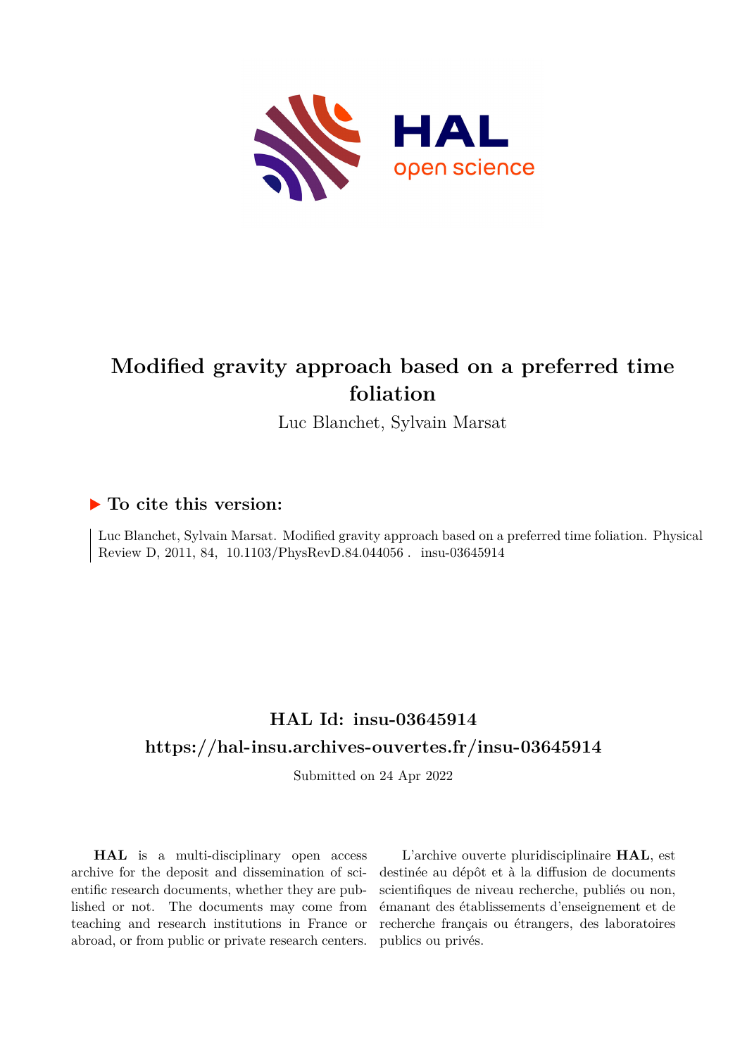# Modified gravity approach based on a preferred time foliation

Luc Blanchet, Sylvain Marsat

## ▶ To cite this version:

Luc Blanchet, Sylvain Marsat. Modified gravity approach based on a preferred time foliation. Physical Review D, 2011, 84, 10.1103/PhysRevD.84.044056 . insu-03645914

## HAL Id: insu-03645914

## https://hal-insu.archives-ouvertes.fr/insu-03645914

Submitted on 24 Apr 2022

**HAL** is a multi-disciplinary open access archive for the deposit and dissemination of scientific research documents, whether they are published or not. The documents may come from teaching and research institutions in France or abroad, or from public or private research centers.

L'archive ouverte pluridisciplinaire **HAL**, est destinée au dépôt et à la diffusion de documents scientifiques de niveau recherche, publiés ou non, émanant des établissements d'enseignement et de recherche français ou étrangers, des laboratoires publics ou privés.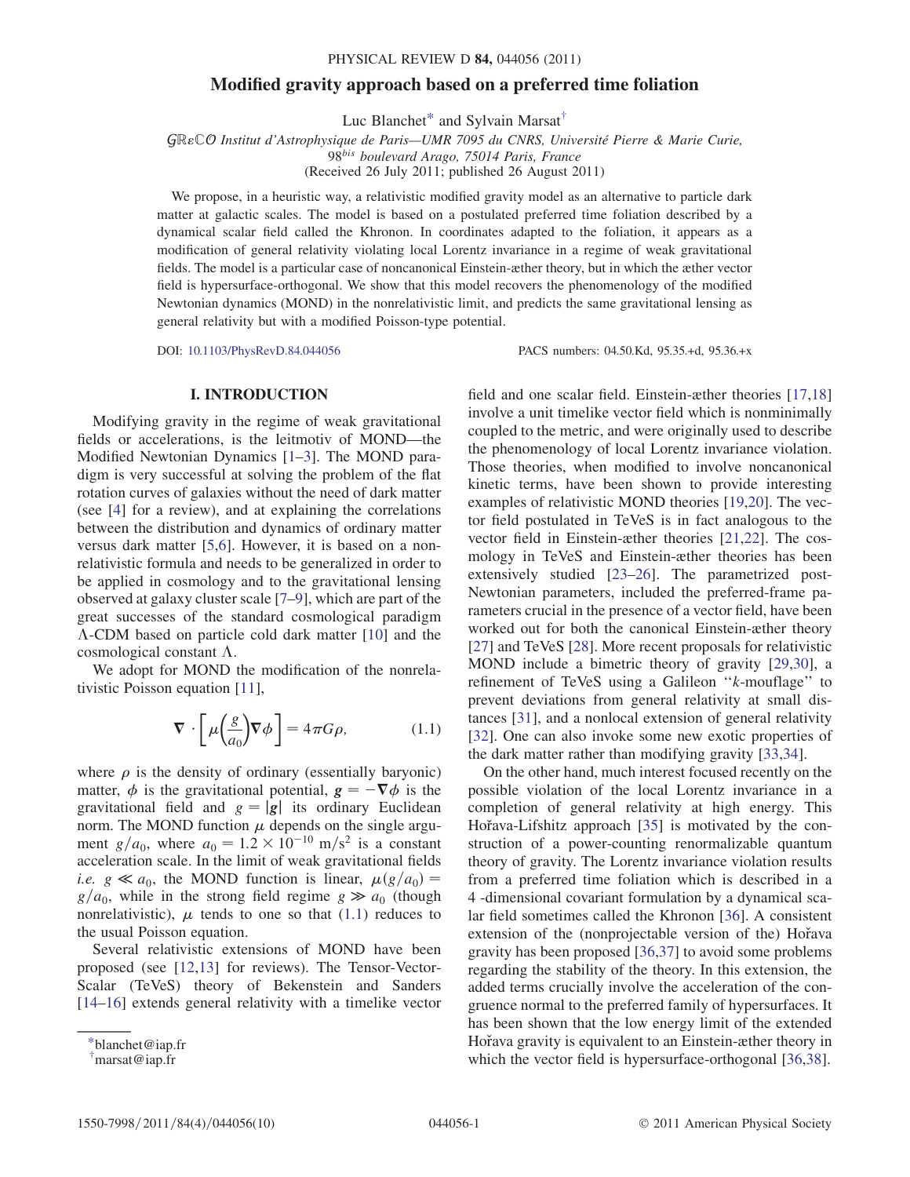# Modified gravity approach based on a preferred time foliation

Luc Blanchet[*] and Sylvain Marsat[†]

$\mathcal{G}\mathbb{R}\varepsilon\mathbb{C}\mathcal{O}$ *Institut d'Astrophysique de Paris—UMR 7095 du CNRS, Université Pierre & Marie Curie,*
*98*$^{bis}$ *boulevard Arago, 75014 Paris, France*
(Received 26 July 2011; published 26 August 2011)

We propose, in a heuristic way, a relativistic modified gravity model as an alternative to particle dark matter at galactic scales. The model is based on a postulated preferred time foliation described by a dynamical scalar field called the Khronon. In coordinates adapted to the foliation, it appears as a modification of general relativity violating local Lorentz invariance in a regime of weak gravitational fields. The model is a particular case of noncanonical Einstein-æther theory, but in which the æther vector field is hypersurface-orthogonal. We show that this model recovers the phenomenology of the modified Newtonian dynamics (MOND) in the nonrelativistic limit, and predicts the same gravitational lensing as general relativity but with a modified Poisson-type potential.

DOI: 10.1103/PhysRevD.84.044056 PACS numbers: 04.50.Kd, 95.35.+d, 95.36.+x

## I. INTRODUCTION

Modifying gravity in the regime of weak gravitational fields or accelerations, is the leitmotiv of MOND—the Modified Newtonian Dynamics [1–3]. The MOND paradigm is very successful at solving the problem of the flat rotation curves of galaxies without the need of dark matter (see [4] for a review), and at explaining the correlations between the distribution and dynamics of ordinary matter versus dark matter [5,6]. However, it is based on a nonrelativistic formula and needs to be generalized in order to be applied in cosmology and to the gravitational lensing observed at galaxy cluster scale [7–9], which are part of the great successes of the standard cosmological paradigm $\Lambda$-CDM based on particle cold dark matter [10] and the cosmological constant $\Lambda$.

We adopt for MOND the modification of the nonrelativistic Poisson equation [11],

$$\nabla \cdot \left[ \mu\left(\frac{g}{a_0}\right) \nabla \phi \right] = 4\pi G \rho, \tag{1.1}$$

where $\rho$ is the density of ordinary (essentially baryonic) matter, $\phi$ is the gravitational potential, $\boldsymbol{g} = -\nabla\phi$ is the gravitational field and $g = |\boldsymbol{g}|$ its ordinary Euclidean norm. The MOND function $\mu$ depends on the single argument $g/a_0$, where $a_0 = 1.2 \times 10^{-10}$ m/s$^2$ is a constant acceleration scale. In the limit of weak gravitational fields *i.e.* $g \ll a_0$, the MOND function is linear, $\mu(g/a_0) = g/a_0$, while in the strong field regime $g \gg a_0$ (though nonrelativistic), $\mu$ tends to one so that (1.1) reduces to the usual Poisson equation.

Several relativistic extensions of MOND have been proposed (see [12,13] for reviews). The Tensor-Vector-Scalar (TeVeS) theory of Bekenstein and Sanders [14–16] extends general relativity with a timelike vector field and one scalar field. Einstein-æther theories [17,18] involve a unit timelike vector field which is nonminimally coupled to the metric, and were originally used to describe the phenomenology of local Lorentz invariance violation. Those theories, when modified to involve noncanonical kinetic terms, have been shown to provide interesting examples of relativistic MOND theories [19,20]. The vector field postulated in TeVeS is in fact analogous to the vector field in Einstein-æther theories [21,22]. The cosmology in TeVeS and Einstein-æther theories has been extensively studied [23–26]. The parametrized post-Newtonian parameters, included the preferred-frame parameters crucial in the presence of a vector field, have been worked out for both the canonical Einstein-æther theory [27] and TeVeS [28]. More recent proposals for relativistic MOND include a bimetric theory of gravity [29,30], a refinement of TeVeS using a Galileon "$k$-mouflage" to prevent deviations from general relativity at small distances [31], and a nonlocal extension of general relativity [32]. One can also invoke some new exotic properties of the dark matter rather than modifying gravity [33,34].

On the other hand, much interest focused recently on the possible violation of the local Lorentz invariance in a completion of general relativity at high energy. This Hořava-Lifshitz approach [35] is motivated by the construction of a power-counting renormalizable quantum theory of gravity. The Lorentz invariance violation results from a preferred time foliation which is described in a 4-dimensional covariant formulation by a dynamical scalar field sometimes called the Khronon [36]. A consistent extension of the (nonprojectable version of the) Hořava gravity has been proposed [36,37] to avoid some problems regarding the stability of the theory. In this extension, the added terms crucially involve the acceleration of the congruence normal to the preferred family of hypersurfaces. It has been shown that the low energy limit of the extended Hořava gravity is equivalent to an Einstein-æther theory in which the vector field is hypersurface-orthogonal [36,38].

---

[*]blanchet@iap.fr
[†]marsat@iap.fr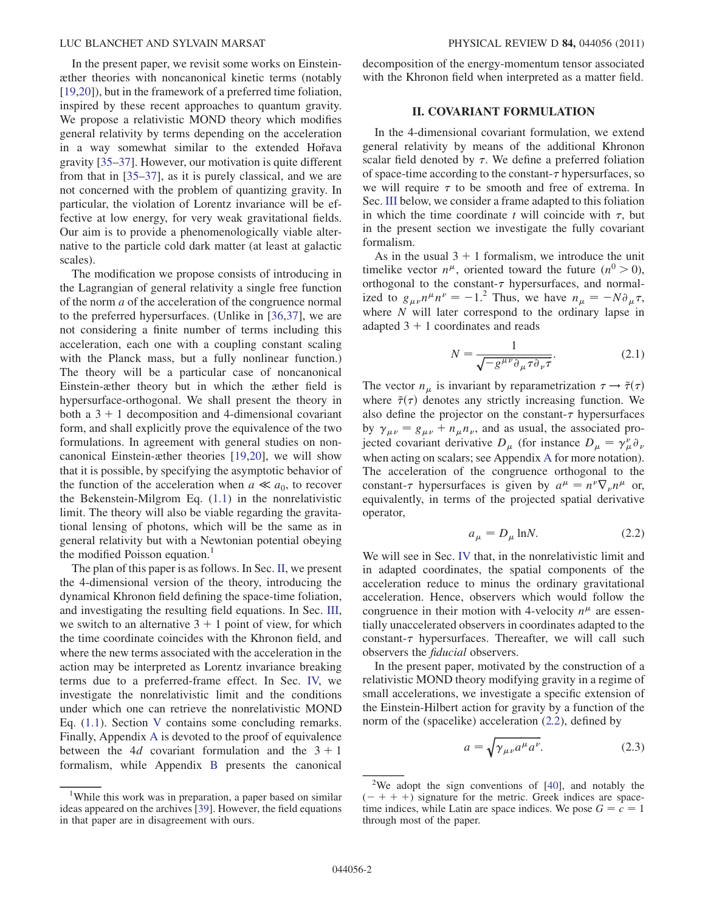In the present paper, we revisit some works on Einstein-æther theories with noncanonical kinetic terms (notably [19,20]), but in the framework of a preferred time foliation, inspired by these recent approaches to quantum gravity. We propose a relativistic MOND theory which modifies general relativity by terms depending on the acceleration in a way somewhat similar to the extended Hořava gravity [35–37]. However, our motivation is quite different from that in [35–37], as it is purely classical, and we are not concerned with the problem of quantizing gravity. In particular, the violation of Lorentz invariance will be effective at low energy, for very weak gravitational fields. Our aim is to provide a phenomenologically viable alternative to the particle cold dark matter (at least at galactic scales).

The modification we propose consists of introducing in the Lagrangian of general relativity a single free function of the norm $a$ of the acceleration of the congruence normal to the preferred hypersurfaces. (Unlike in [36,37], we are not considering a finite number of terms including this acceleration, each one with a coupling constant scaling with the Planck mass, but a fully nonlinear function.) The theory will be a particular case of noncanonical Einstein-æther theory but in which the æther field is hypersurface-orthogonal. We shall present the theory in both a $3+1$ decomposition and 4-dimensional covariant form, and shall explicitly prove the equivalence of the two formulations. In agreement with general studies on noncanonical Einstein-æther theories [19,20], we will show that it is possible, by specifying the asymptotic behavior of the function of the acceleration when $a \ll a_0$, to recover the Bekenstein-Milgrom Eq. (1.1) in the nonrelativistic limit. The theory will also be viable regarding the gravitational lensing of photons, which will be the same as in general relativity but with a Newtonian potential obeying the modified Poisson equation.[1]

The plan of this paper is as follows. In Sec. II, we present the 4-dimensional version of the theory, introducing the dynamical Khronon field defining the space-time foliation, and investigating the resulting field equations. In Sec. III, we switch to an alternative $3+1$ point of view, for which the time coordinate coincides with the Khronon field, and where the new terms associated with the acceleration in the action may be interpreted as Lorentz invariance breaking terms due to a preferred-frame effect. In Sec. IV, we investigate the nonrelativistic limit and the conditions under which one can retrieve the nonrelativistic MOND Eq. (1.1). Section V contains some concluding remarks. Finally, Appendix A is devoted to the proof of equivalence between the $4d$ covariant formulation and the $3+1$ formalism, while Appendix B presents the canonical decomposition of the energy-momentum tensor associated with the Khronon field when interpreted as a matter field.

[1] While this work was in preparation, a paper based on similar ideas appeared on the archives [39]. However, the field equations in that paper are in disagreement with ours.

## II. COVARIANT FORMULATION

In the 4-dimensional covariant formulation, we extend general relativity by means of the additional Khronon scalar field denoted by $\tau$. We define a preferred foliation of space-time according to the constant-$\tau$ hypersurfaces, so we will require $\tau$ to be smooth and free of extrema. In Sec. III below, we consider a frame adapted to this foliation in which the time coordinate $t$ will coincide with $\tau$, but in the present section we investigate the fully covariant formalism.

As in the usual $3+1$ formalism, we introduce the unit timelike vector $n^\mu$, oriented toward the future ($n^0 > 0$), orthogonal to the constant-$\tau$ hypersurfaces, and normalized to $g_{\mu\nu}n^\mu n^\nu = -1$.[2] Thus, we have $n_\mu = -N\partial_\mu\tau$, where $N$ will later correspond to the ordinary lapse in adapted $3+1$ coordinates and reads

$$N = \frac{1}{\sqrt{-g^{\mu\nu}\partial_\mu\tau\partial_\nu\tau}}. \tag{2.1}$$

The vector $n_\mu$ is invariant by reparametrization $\tau \to \tilde{\tau}(\tau)$ where $\tilde{\tau}(\tau)$ denotes any strictly increasing function. We also define the projector on the constant-$\tau$ hypersurfaces by $\gamma_{\mu\nu} = g_{\mu\nu} + n_\mu n_\nu$, and as usual, the associated projected covariant derivative $D_\mu$ (for instance $D_\mu = \gamma^\nu_\mu \partial_\nu$ when acting on scalars; see Appendix A for more notation). The acceleration of the congruence orthogonal to the constant-$\tau$ hypersurfaces is given by $a^\mu = n^\nu\nabla_\nu n^\mu$ or, equivalently, in terms of the projected spatial derivative operator,

$$a_\mu = D_\mu \ln N. \tag{2.2}$$

We will see in Sec. IV that, in the nonrelativistic limit and in adapted coordinates, the spatial components of the acceleration reduce to minus the ordinary gravitational acceleration. Hence, observers which would follow the congruence in their motion with 4-velocity $n^\mu$ are essentially unaccelerated observers in coordinates adapted to the constant-$\tau$ hypersurfaces. Thereafter, we will call such observers the *fiducial* observers.

In the present paper, motivated by the construction of a relativistic MOND theory modifying gravity in a regime of small accelerations, we investigate a specific extension of the Einstein-Hilbert action for gravity by a function of the norm of the (spacelike) acceleration (2.2), defined by

$$a = \sqrt{\gamma_{\mu\nu}a^\mu a^\nu}. \tag{2.3}$$

[2] We adopt the sign conventions of [40], and notably the $(-+++)$ signature for the metric. Greek indices are space-time indices, while Latin are space indices. We pose $G = c = 1$ through most of the paper.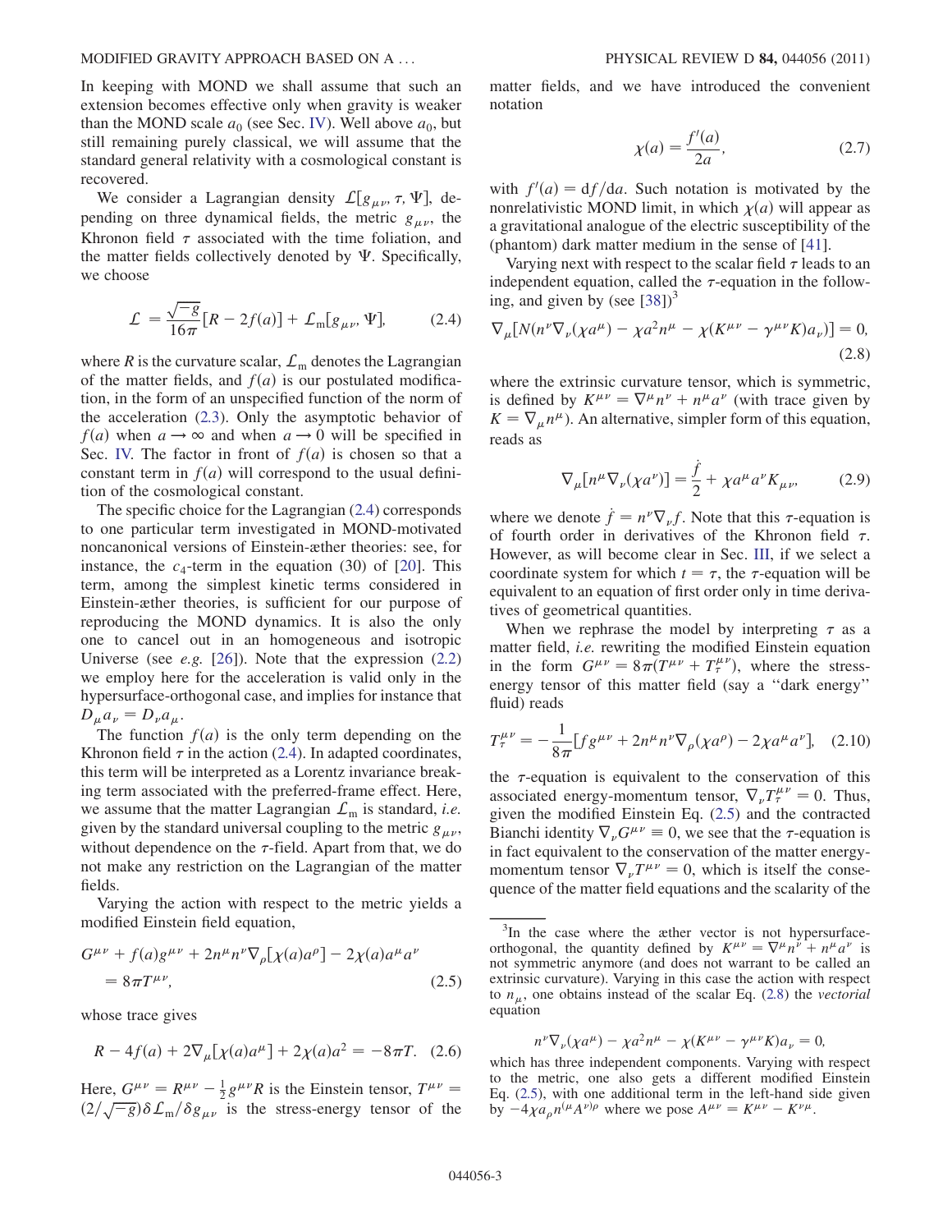In keeping with MOND we shall assume that such an extension becomes effective only when gravity is weaker than the MOND scale $a_0$ (see Sec. IV). Well above $a_0$, but still remaining purely classical, we will assume that the standard general relativity with a cosmological constant is recovered.

We consider a Lagrangian density $\mathcal{L}[g_{\mu\nu}, \tau, \Psi]$, depending on three dynamical fields, the metric $g_{\mu\nu}$, the Khronon field $\tau$ associated with the time foliation, and the matter fields collectively denoted by $\Psi$. Specifically, we choose

$$\mathcal{L} = \frac{\sqrt{-g}}{16\pi}[R - 2f(a)] + \mathcal{L}_{\mathrm{m}}[g_{\mu\nu}, \Psi], \tag{2.4}$$

where $R$ is the curvature scalar, $\mathcal{L}_{\mathrm{m}}$ denotes the Lagrangian of the matter fields, and $f(a)$ is our postulated modification, in the form of an unspecified function of the norm of the acceleration (2.3). Only the asymptotic behavior of $f(a)$ when $a \to \infty$ and when $a \to 0$ will be specified in Sec. IV. The factor in front of $f(a)$ is chosen so that a constant term in $f(a)$ will correspond to the usual definition of the cosmological constant.

The specific choice for the Lagrangian (2.4) corresponds to one particular term investigated in MOND-motivated noncanonical versions of Einstein-æther theories: see, for instance, the $c_4$-term in the equation (30) of [20]. This term, among the simplest kinetic terms considered in Einstein-æther theories, is sufficient for our purpose of reproducing the MOND dynamics. It is also the only one to cancel out in an homogeneous and isotropic Universe (see *e.g.* [26]). Note that the expression (2.2) we employ here for the acceleration is valid only in the hypersurface-orthogonal case, and implies for instance that $D_\mu a_\nu = D_\nu a_\mu$.

The function $f(a)$ is the only term depending on the Khronon field $\tau$ in the action (2.4). In adapted coordinates, this term will be interpreted as a Lorentz invariance breaking term associated with the preferred-frame effect. Here, we assume that the matter Lagrangian $\mathcal{L}_{\mathrm{m}}$ is standard, *i.e.* given by the standard universal coupling to the metric $g_{\mu\nu}$, without dependence on the $\tau$-field. Apart from that, we do not make any restriction on the Lagrangian of the matter fields.

Varying the action with respect to the metric yields a modified Einstein field equation,

$$G^{\mu\nu} + f(a)g^{\mu\nu} + 2n^\mu n^\nu \nabla_\rho[\chi(a)a^\rho] - 2\chi(a)a^\mu a^\nu = 8\pi T^{\mu\nu}, \tag{2.5}$$

whose trace gives

$$R - 4f(a) + 2\nabla_\mu[\chi(a)a^\mu] + 2\chi(a)a^2 = -8\pi T. \tag{2.6}$$

Here, $G^{\mu\nu} = R^{\mu\nu} - \frac{1}{2}g^{\mu\nu}R$ is the Einstein tensor, $T^{\mu\nu} = (2/\sqrt{-g})\delta\mathcal{L}_{\mathrm{m}}/\delta g_{\mu\nu}$ is the stress-energy tensor of the matter fields, and we have introduced the convenient notation

$$\chi(a) = \frac{f'(a)}{2a}, \tag{2.7}$$

with $f'(a) = \mathrm{d}f/\mathrm{d}a$. Such notation is motivated by the nonrelativistic MOND limit, in which $\chi(a)$ will appear as a gravitational analogue of the electric susceptibility of the (phantom) dark matter medium in the sense of [41].

Varying next with respect to the scalar field $\tau$ leads to an independent equation, called the $\tau$-equation in the following, and given by (see [38])[3]

$$\nabla_\mu[N(n^\nu\nabla_\nu(\chi a^\mu) - \chi a^2 n^\mu - \chi(K^{\mu\nu} - \gamma^{\mu\nu}K)a_\nu)] = 0, \tag{2.8}$$

where the extrinsic curvature tensor, which is symmetric, is defined by $K^{\mu\nu} = \nabla^\mu n^\nu + n^\mu a^\nu$ (with trace given by $K = \nabla_\mu n^\mu$). An alternative, simpler form of this equation, reads as

$$\nabla_\mu[n^\mu\nabla_\nu(\chi a^\nu)] = \frac{\dot{f}}{2} + \chi a^\mu a^\nu K_{\mu\nu}, \tag{2.9}$$

where we denote $\dot{f} = n^\nu\nabla_\nu f$. Note that this $\tau$-equation is of fourth order in derivatives of the Khronon field $\tau$. However, as will become clear in Sec. III, if we select a coordinate system for which $t = \tau$, the $\tau$-equation will be equivalent to an equation of first order only in time derivatives of geometrical quantities.

When we rephrase the model by interpreting $\tau$ as a matter field, *i.e.* rewriting the modified Einstein equation in the form $G^{\mu\nu} = 8\pi(T^{\mu\nu} + T^{\mu\nu}_\tau)$, where the stress-energy tensor of this matter field (say a "dark energy" fluid) reads

$$T^{\mu\nu}_\tau = -\frac{1}{8\pi}[fg^{\mu\nu} + 2n^\mu n^\nu\nabla_\rho(\chi a^\rho) - 2\chi a^\mu a^\nu], \tag{2.10}$$

the $\tau$-equation is equivalent to the conservation of this associated energy-momentum tensor, $\nabla_\nu T^{\mu\nu}_\tau = 0$. Thus, given the modified Einstein Eq. (2.5) and the contracted Bianchi identity $\nabla_\nu G^{\mu\nu} \equiv 0$, we see that the $\tau$-equation is in fact equivalent to the conservation of the matter energy-momentum tensor $\nabla_\nu T^{\mu\nu} = 0$, which is itself the consequence of the matter field equations and the scalarity of the

---

[3] In the case where the æther vector is not hypersurface-orthogonal, the quantity defined by $K^{\mu\nu} = \nabla^\mu n^\nu + n^\mu a^\nu$ is not symmetric anymore (and does not warrant to be called an extrinsic curvature). Varying in this case the action with respect to $n_\mu$, one obtains instead of the scalar Eq. (2.8) the *vectorial* equation

$$n^\nu\nabla_\nu(\chi a^\mu) - \chi a^2 n^\mu - \chi(K^{\mu\nu} - \gamma^{\mu\nu}K)a_\nu = 0,$$

which has three independent components. Varying with respect to the metric, one also gets a different modified Einstein Eq. (2.5), with one additional term in the left-hand side given by $-4\chi a_\rho n^{(\mu}A^{\nu)\rho}$ where we pose $A^{\mu\nu} = K^{\mu\nu} - K^{\nu\mu}$.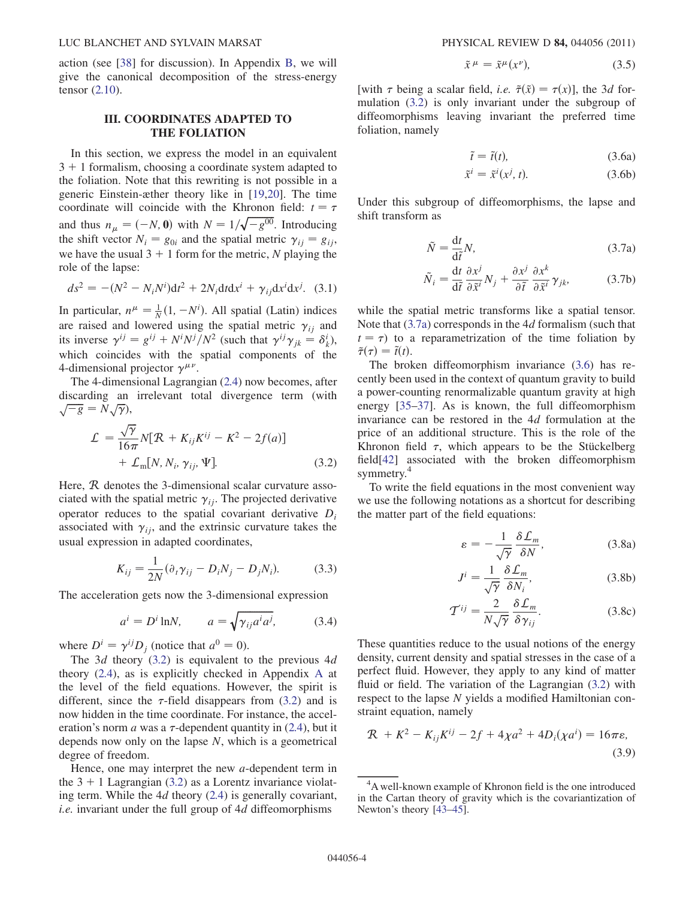action (see [38] for discussion). In Appendix B, we will give the canonical decomposition of the stress-energy tensor (2.10).

## III. COORDINATES ADAPTED TO THE FOLIATION

In this section, we express the model in an equivalent 3 + 1 formalism, choosing a coordinate system adapted to the foliation. Note that this rewriting is not possible in a generic Einstein-æther theory like in [19,20]. The time coordinate will coincide with the Khronon field: $t = \tau$ and thus $n_\mu = (-N, \mathbf{0})$ with $N = 1/\sqrt{-g^{00}}$. Introducing the shift vector $N_i = g_{0i}$ and the spatial metric $\gamma_{ij} = g_{ij}$, we have the usual 3 + 1 form for the metric, $N$ playing the role of the lapse:

$$ds^2 = -(N^2 - N_i N^i)\mathrm{d}t^2 + 2N_i \mathrm{d}t\mathrm{d}x^i + \gamma_{ij}\mathrm{d}x^i\mathrm{d}x^j. \quad (3.1)$$

In particular, $n^\mu = \frac{1}{N}(1, -N^i)$. All spatial (Latin) indices are raised and lowered using the spatial metric $\gamma_{ij}$ and its inverse $\gamma^{ij} = g^{ij} + N^i N^j/N^2$ (such that $\gamma^{ij}\gamma_{jk} = \delta^i_k$), which coincides with the spatial components of the 4-dimensional projector $\gamma^{\mu\nu}$.

The 4-dimensional Lagrangian (2.4) now becomes, after discarding an irrelevant total divergence term (with $\sqrt{-g} = N\sqrt{\gamma}$),

$$\begin{aligned}\mathcal{L} = {}& \frac{\sqrt{\gamma}}{16\pi}N[\mathcal{R} + K_{ij}K^{ij} - K^2 - 2f(a)] \\ &+ \mathcal{L}_\mathrm{m}[N, N_i, \gamma_{ij}, \Psi].\end{aligned} \quad (3.2)$$

Here, $\mathcal{R}$ denotes the 3-dimensional scalar curvature associated with the spatial metric $\gamma_{ij}$. The projected derivative operator reduces to the spatial covariant derivative $D_i$ associated with $\gamma_{ij}$, and the extrinsic curvature takes the usual expression in adapted coordinates,

$$K_{ij} = \frac{1}{2N}(\partial_t\gamma_{ij} - D_i N_j - D_j N_i). \quad (3.3)$$

The acceleration gets now the 3-dimensional expression

$$a^i = D^i \ln N, \qquad a = \sqrt{\gamma_{ij}a^i a^j}, \quad (3.4)$$

where $D^i = \gamma^{ij}D_j$ (notice that $a^0 = 0$).

The 3$d$ theory (3.2) is equivalent to the previous 4$d$ theory (2.4), as is explicitly checked in Appendix A at the level of the field equations. However, the spirit is different, since the $\tau$-field disappears from (3.2) and is now hidden in the time coordinate. For instance, the acceleration's norm $a$ was a $\tau$-dependent quantity in (2.4), but it depends now only on the lapse $N$, which is a geometrical degree of freedom.

Hence, one may interpret the new $a$-dependent term in the 3 + 1 Lagrangian (3.2) as a Lorentz invariance violating term. While the 4$d$ theory (2.4) is generally covariant, *i.e.* invariant under the full group of 4$d$ diffeomorphisms

$$\tilde{x}^\mu = \tilde{x}^\mu(x^\nu), \quad (3.5)$$

[with $\tau$ being a scalar field, *i.e.* $\tilde{\tau}(\tilde{x}) = \tau(x)$], the 3$d$ formulation (3.2) is only invariant under the subgroup of diffeomorphisms leaving invariant the preferred time foliation, namely

$$\tilde{t} = \tilde{t}(t), \quad (3.6a)$$

$$\tilde{x}^i = \tilde{x}^i(x^j, t). \quad (3.6b)$$

Under this subgroup of diffeomorphisms, the lapse and shift transform as

$$\tilde{N} = \frac{\mathrm{d}t}{\mathrm{d}\tilde{t}}N, \quad (3.7a)$$

$$\tilde{N}_i = \frac{\mathrm{d}t}{\mathrm{d}\tilde{t}}\frac{\partial x^j}{\partial\tilde{x}^i}N_j + \frac{\partial x^j}{\partial\tilde{t}}\frac{\partial x^k}{\partial\tilde{x}^i}\gamma_{jk}, \quad (3.7b)$$

while the spatial metric transforms like a spatial tensor. Note that (3.7a) corresponds in the 4$d$ formalism (such that $t = \tau$) to a reparametrization of the time foliation by $\tilde{\tau}(\tau) = \tilde{t}(t)$.

The broken diffeomorphism invariance (3.6) has recently been used in the context of quantum gravity to build a power-counting renormalizable quantum gravity at high energy [35–37]. As is known, the full diffeomorphism invariance can be restored in the 4$d$ formulation at the price of an additional structure. This is the role of the Khronon field $\tau$, which appears to be the Stückelberg field[42] associated with the broken diffeomorphism symmetry.[4]

To write the field equations in the most convenient way we use the following notations as a shortcut for describing the matter part of the field equations:

$$\varepsilon = -\frac{1}{\sqrt{\gamma}}\frac{\delta\mathcal{L}_m}{\delta N}, \quad (3.8a)$$

$$J^i = \frac{1}{\sqrt{\gamma}}\frac{\delta\mathcal{L}_m}{\delta N_i}, \quad (3.8b)$$

$$\mathcal{T}^{ij} = \frac{2}{N\sqrt{\gamma}}\frac{\delta\mathcal{L}_m}{\delta\gamma_{ij}}. \quad (3.8c)$$

These quantities reduce to the usual notions of the energy density, current density and spatial stresses in the case of a perfect fluid. However, they apply to any kind of matter fluid or field. The variation of the Lagrangian (3.2) with respect to the lapse $N$ yields a modified Hamiltonian constraint equation, namely

$$\mathcal{R} + K^2 - K_{ij}K^{ij} - 2f + 4\chi a^2 + 4D_i(\chi a^i) = 16\pi\varepsilon, \quad (3.9)$$

[4] A well-known example of Khronon field is the one introduced in the Cartan theory of gravity which is the covariantization of Newton's theory [43–45].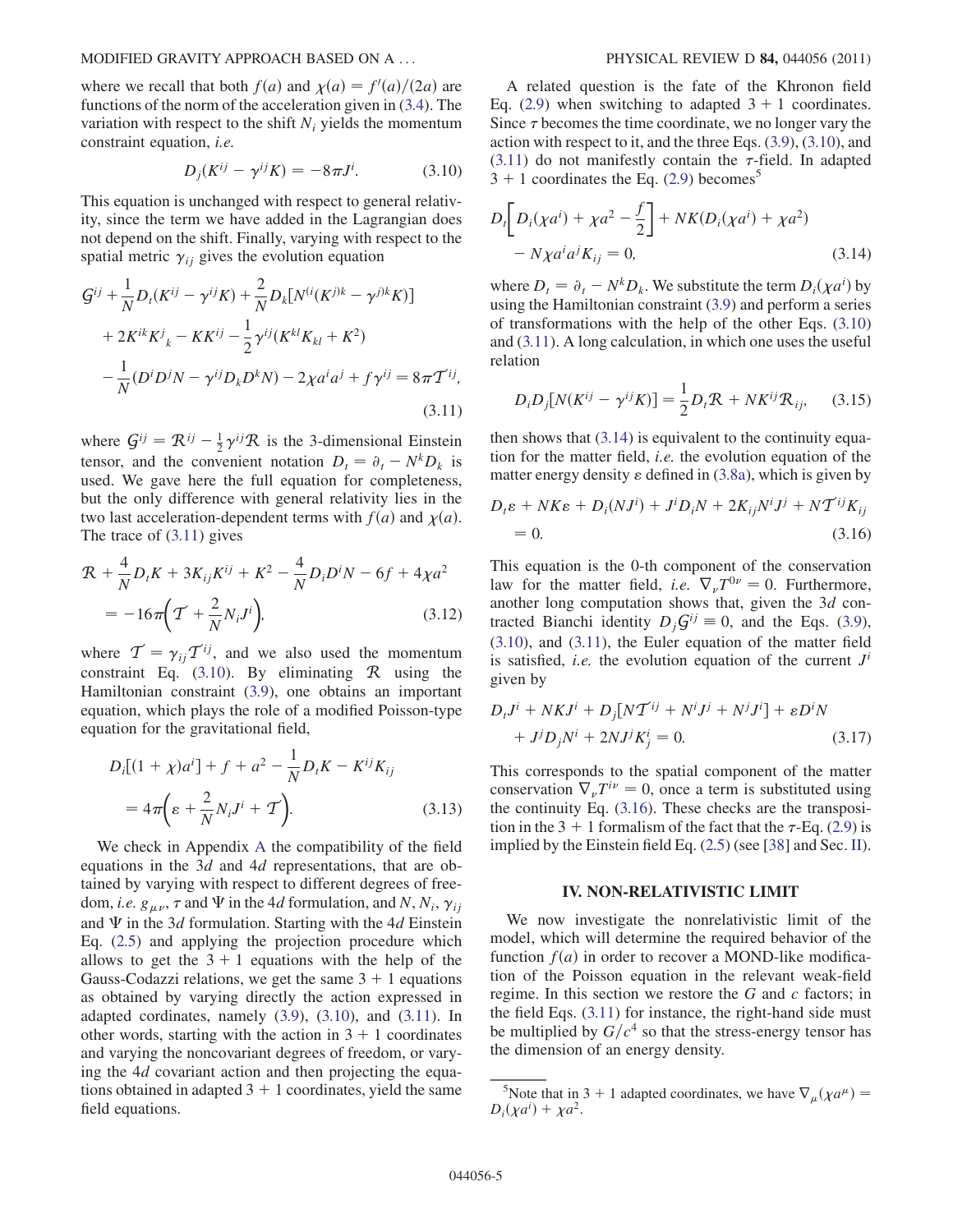where we recall that both $f(a)$ and $\chi(a) = f'(a)/(2a)$ are functions of the norm of the acceleration given in (3.4). The variation with respect to the shift $N_i$ yields the momentum constraint equation, *i.e.*

$$D_j(K^{ij} - \gamma^{ij}K) = -8\pi J^i. \tag{3.10}$$

This equation is unchanged with respect to general relativity, since the term we have added in the Lagrangian does not depend on the shift. Finally, varying with respect to the spatial metric $\gamma_{ij}$ gives the evolution equation

$$\begin{aligned}
&\mathcal{G}^{ij} + \frac{1}{N}D_t(K^{ij} - \gamma^{ij}K) + \frac{2}{N}D_k[N^{(i}(K^{j)k} - \gamma^{j)k}K)] \\
&\quad + 2K^{ik}K^j{}_k - KK^{ij} - \frac{1}{2}\gamma^{ij}(K^{kl}K_{kl} + K^2) \\
&\quad - \frac{1}{N}(D^iD^jN - \gamma^{ij}D_kD^kN) - 2\chi a^i a^j + f\gamma^{ij} = 8\pi\mathcal{T}^{ij},
\end{aligned} \tag{3.11}$$

where $\mathcal{G}^{ij} = \mathcal{R}^{ij} - \frac{1}{2}\gamma^{ij}\mathcal{R}$ is the 3-dimensional Einstein tensor, and the convenient notation $D_t = \partial_t - N^kD_k$ is used. We gave here the full equation for completeness, but the only difference with general relativity lies in the two last acceleration-dependent terms with $f(a)$ and $\chi(a)$. The trace of (3.11) gives

$$\mathcal{R} + \frac{4}{N}D_tK + 3K_{ij}K^{ij} + K^2 - \frac{4}{N}D_iD^iN - 6f + 4\chi a^2 = -16\pi\left(\mathcal{T} + \frac{2}{N}N_iJ^i\right), \tag{3.12}$$

where $\mathcal{T} = \gamma_{ij}\mathcal{T}^{ij}$, and we also used the momentum constraint Eq. (3.10). By eliminating $\mathcal{R}$ using the Hamiltonian constraint (3.9), one obtains an important equation, which plays the role of a modified Poisson-type equation for the gravitational field,

$$D_i[(1 + \chi)a^i] + f + a^2 - \frac{1}{N}D_tK - K^{ij}K_{ij} = 4\pi\left(\varepsilon + \frac{2}{N}N_iJ^i + \mathcal{T}\right). \tag{3.13}$$

We check in Appendix A the compatibility of the field equations in the $3d$ and $4d$ representations, that are obtained by varying with respect to different degrees of freedom, *i.e.* $g_{\mu\nu}$, $\tau$ and $\Psi$ in the $4d$ formulation, and $N$, $N_i$, $\gamma_{ij}$ and $\Psi$ in the $3d$ formulation. Starting with the $4d$ Einstein Eq. (2.5) and applying the projection procedure which allows to get the $3 + 1$ equations with the help of the Gauss-Codazzi relations, we get the same $3 + 1$ equations as obtained by varying directly the action expressed in adapted cordinates, namely (3.9), (3.10), and (3.11). In other words, starting with the action in $3 + 1$ coordinates and varying the noncovariant degrees of freedom, or varying the $4d$ covariant action and then projecting the equations obtained in adapted $3 + 1$ coordinates, yield the same field equations.

A related question is the fate of the Khronon field Eq. (2.9) when switching to adapted $3 + 1$ coordinates. Since $\tau$ becomes the time coordinate, we no longer vary the action with respect to it, and the three Eqs. (3.9), (3.10), and (3.11) do not manifestly contain the $\tau$-field. In adapted $3 + 1$ coordinates the Eq. (2.9) becomes[5]

$$D_t\left[D_i(\chi a^i) + \chi a^2 - \frac{f}{2}\right] + NK(D_i(\chi a^i) + \chi a^2) - N\chi a^i a^j K_{ij} = 0, \tag{3.14}$$

where $D_t = \partial_t - N^kD_k$. We substitute the term $D_i(\chi a^i)$ by using the Hamiltonian constraint (3.9) and perform a series of transformations with the help of the other Eqs. (3.10) and (3.11). A long calculation, in which one uses the useful relation

$$D_iD_j[N(K^{ij} - \gamma^{ij}K)] = \frac{1}{2}D_t\mathcal{R} + NK^{ij}\mathcal{R}_{ij}, \tag{3.15}$$

then shows that (3.14) is equivalent to the continuity equation for the matter field, *i.e.* the evolution equation of the matter energy density $\varepsilon$ defined in (3.8a), which is given by

$$D_t\varepsilon + NK\varepsilon + D_i(NJ^i) + J^iD_iN + 2K_{ij}N^iJ^j + N\mathcal{T}^{ij}K_{ij} = 0. \tag{3.16}$$

This equation is the 0-th component of the conservation law for the matter field, *i.e.* $\nabla_\nu T^{0\nu} = 0$. Furthermore, another long computation shows that, given the $3d$ contracted Bianchi identity $D_j\mathcal{G}^{ij} \equiv 0$, and the Eqs. (3.9), (3.10), and (3.11), the Euler equation of the matter field is satisfied, *i.e.* the evolution equation of the current $J^i$ given by

$$D_tJ^i + NKJ^i + D_j[N\mathcal{T}^{ij} + N^iJ^j + N^jJ^i] + \varepsilon D^iN + J^jD_jN^i + 2NJ^jK^i_j = 0. \tag{3.17}$$

This corresponds to the spatial component of the matter conservation $\nabla_\nu T^{i\nu} = 0$, once a term is substituted using the continuity Eq. (3.16). These checks are the transposition in the $3 + 1$ formalism of the fact that the $\tau$-Eq. (2.9) is implied by the Einstein field Eq. (2.5) (see [38] and Sec. II).

## IV. NON-RELATIVISTIC LIMIT

We now investigate the nonrelativistic limit of the model, which will determine the required behavior of the function $f(a)$ in order to recover a MOND-like modification of the Poisson equation in the relevant weak-field regime. In this section we restore the $G$ and $c$ factors; in the field Eqs. (3.11) for instance, the right-hand side must be multiplied by $G/c^4$ so that the stress-energy tensor has the dimension of an energy density.

---

[5] Note that in $3 + 1$ adapted coordinates, we have $\nabla_\mu(\chi a^\mu) = D_i(\chi a^i) + \chi a^2$.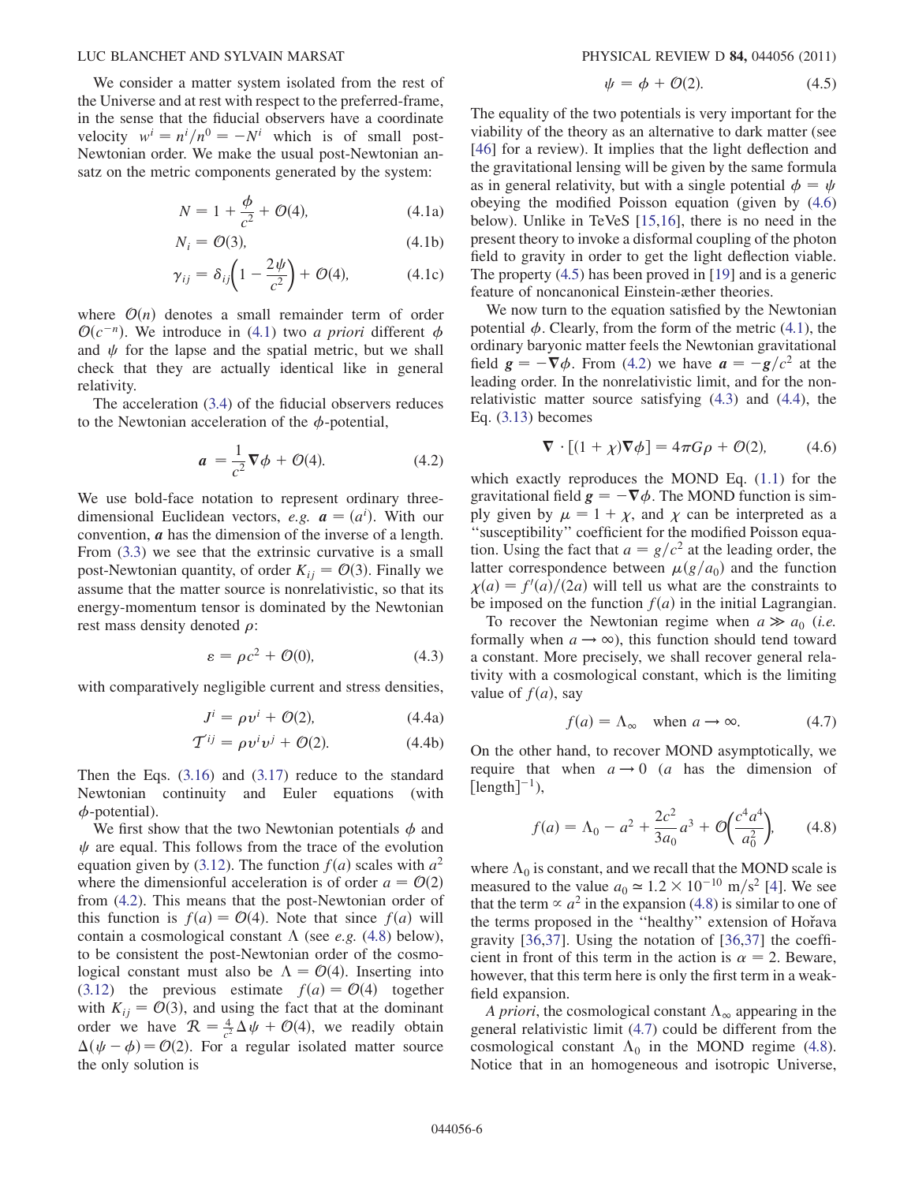We consider a matter system isolated from the rest of the Universe and at rest with respect to the preferred-frame, in the sense that the fiducial observers have a coordinate velocity $w^i = n^i/n^0 = -N^i$ which is of small post-Newtonian order. We make the usual post-Newtonian ansatz on the metric components generated by the system:

$$N = 1 + \frac{\phi}{c^2} + \mathcal{O}(4), \tag{4.1a}$$

$$N_i = \mathcal{O}(3), \tag{4.1b}$$

$$\gamma_{ij} = \delta_{ij}\left(1 - \frac{2\psi}{c^2}\right) + \mathcal{O}(4), \tag{4.1c}$$

where $\mathcal{O}(n)$ denotes a small remainder term of order $\mathcal{O}(c^{-n})$. We introduce in (4.1) two *a priori* different $\phi$ and $\psi$ for the lapse and the spatial metric, but we shall check that they are actually identical like in general relativity.

The acceleration (3.4) of the fiducial observers reduces to the Newtonian acceleration of the $\phi$-potential,

$$\boldsymbol{a} = \frac{1}{c^2}\boldsymbol{\nabla}\phi + \mathcal{O}(4). \tag{4.2}$$

We use bold-face notation to represent ordinary three-dimensional Euclidean vectors, *e.g.* $\boldsymbol{a} = (a^i)$. With our convention, $\boldsymbol{a}$ has the dimension of the inverse of a length. From (3.3) we see that the extrinsic curvature is a small post-Newtonian quantity, of order $K_{ij} = \mathcal{O}(3)$. Finally we assume that the matter source is nonrelativistic, so that its energy-momentum tensor is dominated by the Newtonian rest mass density denoted $\rho$:

$$\varepsilon = \rho c^2 + \mathcal{O}(0), \tag{4.3}$$

with comparatively negligible current and stress densities,

$$J^i = \rho v^i + \mathcal{O}(2), \tag{4.4a}$$

$$\mathcal{T}^{ij} = \rho v^i v^j + \mathcal{O}(2). \tag{4.4b}$$

Then the Eqs. (3.16) and (3.17) reduce to the standard Newtonian continuity and Euler equations (with $\phi$-potential).

We first show that the two Newtonian potentials $\phi$ and $\psi$ are equal. This follows from the trace of the evolution equation given by (3.12). The function $f(a)$ scales with $a^2$ where the dimensionful acceleration is of order $a = \mathcal{O}(2)$ from (4.2). This means that the post-Newtonian order of this function is $f(a) = \mathcal{O}(4)$. Note that since $f(a)$ will contain a cosmological constant $\Lambda$ (see *e.g.* (4.8) below), to be consistent the post-Newtonian order of the cosmological constant must also be $\Lambda = \mathcal{O}(4)$. Inserting into (3.12) the previous estimate $f(a) = \mathcal{O}(4)$ together with $K_{ij} = \mathcal{O}(3)$, and using the fact that at the dominant order we have $\mathcal{R} = \frac{4}{c^2}\Delta\psi + \mathcal{O}(4)$, we readily obtain $\Delta(\psi - \phi) = \mathcal{O}(2)$. For a regular isolated matter source the only solution is

$$\psi = \phi + \mathcal{O}(2). \tag{4.5}$$

The equality of the two potentials is very important for the viability of the theory as an alternative to dark matter (see [46] for a review). It implies that the light deflection and the gravitational lensing will be given by the same formula as in general relativity, but with a single potential $\phi = \psi$ obeying the modified Poisson equation (given by (4.6) below). Unlike in TeVeS [15,16], there is no need in the present theory to invoke a disformal coupling of the photon field to gravity in order to get the light deflection viable. The property (4.5) has been proved in [19] and is a generic feature of noncanonical Einstein-æther theories.

We now turn to the equation satisfied by the Newtonian potential $\phi$. Clearly, from the form of the metric (4.1), the ordinary baryonic matter feels the Newtonian gravitational field $\boldsymbol{g} = -\boldsymbol{\nabla}\phi$. From (4.2) we have $\boldsymbol{a} = -\boldsymbol{g}/c^2$ at the leading order. In the nonrelativistic limit, and for the nonrelativistic matter source satisfying (4.3) and (4.4), the Eq. (3.13) becomes

$$\boldsymbol{\nabla}\cdot[(1 + \chi)\boldsymbol{\nabla}\phi] = 4\pi G\rho + \mathcal{O}(2), \tag{4.6}$$

which exactly reproduces the MOND Eq. (1.1) for the gravitational field $\boldsymbol{g} = -\boldsymbol{\nabla}\phi$. The MOND function is simply given by $\mu = 1 + \chi$, and $\chi$ can be interpreted as a "susceptibility" coefficient for the modified Poisson equation. Using the fact that $a = g/c^2$ at the leading order, the latter correspondence between $\mu(g/a_0)$ and the function $\chi(a) = f'(a)/(2a)$ will tell us what are the constraints to be imposed on the function $f(a)$ in the initial Lagrangian.

To recover the Newtonian regime when $a \gg a_0$ (*i.e.* formally when $a \to \infty$), this function should tend toward a constant. More precisely, we shall recover general relativity with a cosmological constant, which is the limiting value of $f(a)$, say

$$f(a) = \Lambda_\infty \quad \text{when } a \to \infty. \tag{4.7}$$

On the other hand, to recover MOND asymptotically, we require that when $a \to 0$ ($a$ has the dimension of $[\text{length}]^{-1}$),

$$f(a) = \Lambda_0 - a^2 + \frac{2c^2}{3a_0}a^3 + \mathcal{O}\left(\frac{c^4 a^4}{a_0^2}\right), \tag{4.8}$$

where $\Lambda_0$ is constant, and we recall that the MOND scale is measured to the value $a_0 \simeq 1.2 \times 10^{-10}\ \text{m/s}^2$ [4]. We see that the term $\propto a^2$ in the expansion (4.8) is similar to one of the terms proposed in the "healthy" extension of Hořava gravity [36,37]. Using the notation of [36,37] the coefficient in front of this term in the action is $\alpha = 2$. Beware, however, that this term here is only the first term in a weak-field expansion.

*A priori*, the cosmological constant $\Lambda_\infty$ appearing in the general relativistic limit (4.7) could be different from the cosmological constant $\Lambda_0$ in the MOND regime (4.8). Notice that in an homogeneous and isotropic Universe,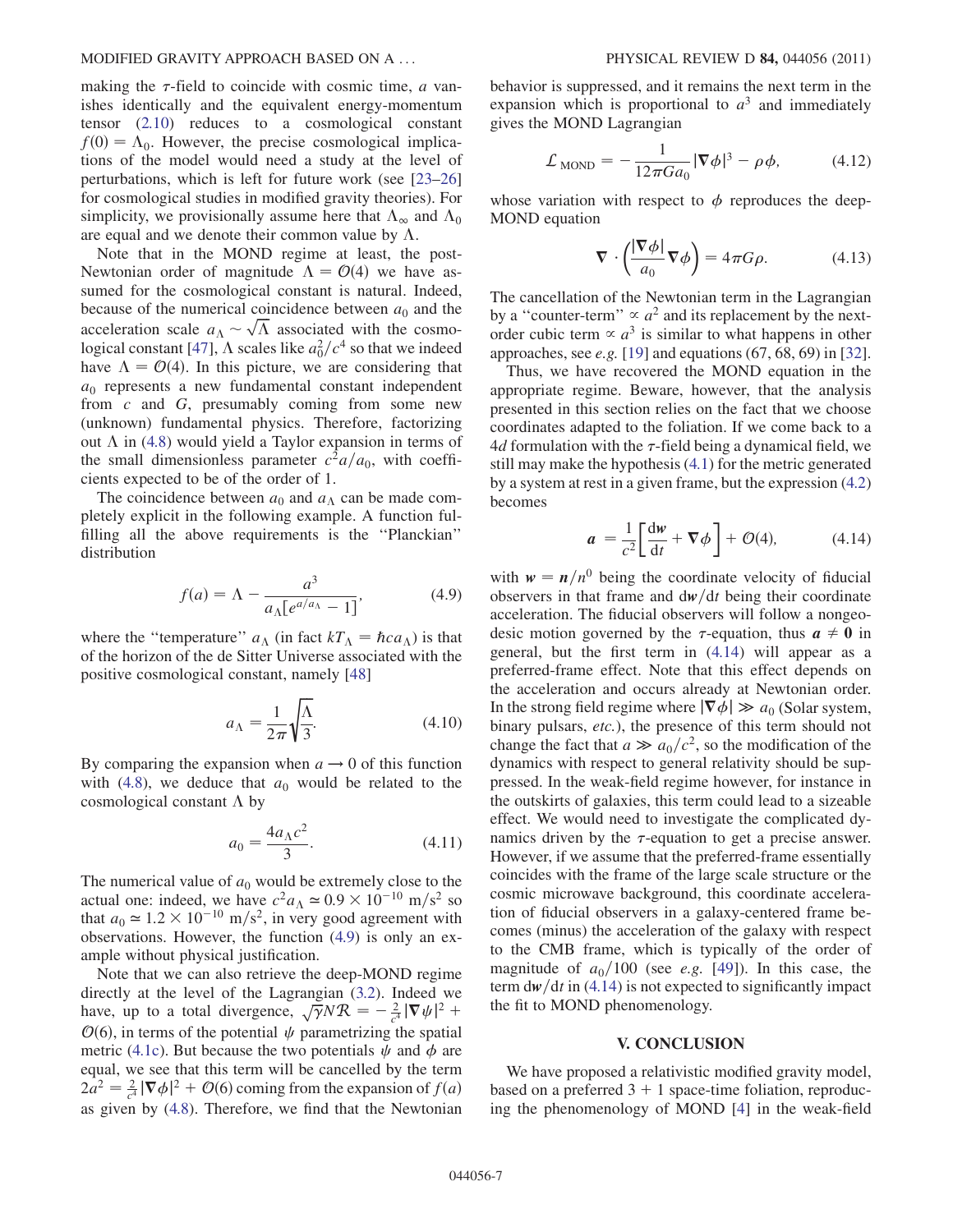making the $\tau$-field to coincide with cosmic time, $a$ vanishes identically and the equivalent energy-momentum tensor (2.10) reduces to a cosmological constant $f(0) = \Lambda_0$. However, the precise cosmological implications of the model would need a study at the level of perturbations, which is left for future work (see [23–26] for cosmological studies in modified gravity theories). For simplicity, we provisionally assume here that $\Lambda_\infty$ and $\Lambda_0$ are equal and we denote their common value by $\Lambda$.

Note that in the MOND regime at least, the post-Newtonian order of magnitude $\Lambda = \mathcal{O}(4)$ we have assumed for the cosmological constant is natural. Indeed, because of the numerical coincidence between $a_0$ and the acceleration scale $a_\Lambda \sim \sqrt{\Lambda}$ associated with the cosmological constant [47], $\Lambda$ scales like $a_0^2/c^4$ so that we indeed have $\Lambda = \mathcal{O}(4)$. In this picture, we are considering that $a_0$ represents a new fundamental constant independent from $c$ and $G$, presumably coming from some new (unknown) fundamental physics. Therefore, factorizing out $\Lambda$ in (4.8) would yield a Taylor expansion in terms of the small dimensionless parameter $c^2 a/a_0$, with coefficients expected to be of the order of 1.

The coincidence between $a_0$ and $a_\Lambda$ can be made completely explicit in the following example. A function fulfilling all the above requirements is the "Planckian" distribution

$$f(a) = \Lambda - \frac{a^3}{a_\Lambda[e^{a/a_\Lambda} - 1]}, \tag{4.9}$$

where the "temperature" $a_\Lambda$ (in fact $kT_\Lambda = \hbar c a_\Lambda$) is that of the horizon of the de Sitter Universe associated with the positive cosmological constant, namely [48]

$$a_\Lambda = \frac{1}{2\pi}\sqrt{\frac{\Lambda}{3}}. \tag{4.10}$$

By comparing the expansion when $a \to 0$ of this function with (4.8), we deduce that $a_0$ would be related to the cosmological constant $\Lambda$ by

$$a_0 = \frac{4 a_\Lambda c^2}{3}. \tag{4.11}$$

The numerical value of $a_0$ would be extremely close to the actual one: indeed, we have $c^2 a_\Lambda \simeq 0.9 \times 10^{-10}\ \mathrm{m/s^2}$ so that $a_0 \simeq 1.2 \times 10^{-10}\ \mathrm{m/s^2}$, in very good agreement with observations. However, the function (4.9) is only an example without physical justification.

Note that we can also retrieve the deep-MOND regime directly at the level of the Lagrangian (3.2). Indeed we have, up to a total divergence, $\sqrt{\gamma} N \mathcal{R} = -\frac{2}{c^4}|\nabla\psi|^2 + \mathcal{O}(6)$, in terms of the potential $\psi$ parametrizing the spatial metric (4.1c). But because the two potentials $\psi$ and $\phi$ are equal, we see that this term will be cancelled by the term $2a^2 = \frac{2}{c^4}|\nabla\phi|^2 + \mathcal{O}(6)$ coming from the expansion of $f(a)$ as given by (4.8). Therefore, we find that the Newtonian behavior is suppressed, and it remains the next term in the expansion which is proportional to $a^3$ and immediately gives the MOND Lagrangian

$$\mathcal{L}_{\mathrm{MOND}} = -\frac{1}{12\pi G a_0}|\nabla\phi|^3 - \rho\phi, \tag{4.12}$$

whose variation with respect to $\phi$ reproduces the deep-MOND equation

$$\nabla \cdot \left(\frac{|\nabla\phi|}{a_0}\nabla\phi\right) = 4\pi G\rho. \tag{4.13}$$

The cancellation of the Newtonian term in the Lagrangian by a "counter-term" $\propto a^2$ and its replacement by the next-order cubic term $\propto a^3$ is similar to what happens in other approaches, see *e.g.* [19] and equations (67, 68, 69) in [32].

Thus, we have recovered the MOND equation in the appropriate regime. Beware, however, that the analysis presented in this section relies on the fact that we choose coordinates adapted to the foliation. If we come back to a $4d$ formulation with the $\tau$-field being a dynamical field, we still may make the hypothesis (4.1) for the metric generated by a system at rest in a given frame, but the expression (4.2) becomes

$$\boldsymbol{a} = \frac{1}{c^2}\left[\frac{\mathrm{d}\boldsymbol{w}}{\mathrm{d}t} + \nabla\phi\right] + \mathcal{O}(4), \tag{4.14}$$

with $\boldsymbol{w} = \boldsymbol{n}/n^0$ being the coordinate velocity of fiducial observers in that frame and $\mathrm{d}\boldsymbol{w}/\mathrm{d}t$ being their coordinate acceleration. The fiducial observers will follow a nongeodesic motion governed by the $\tau$-equation, thus $\boldsymbol{a} \neq \boldsymbol{0}$ in general, but the first term in (4.14) will appear as a preferred-frame effect. Note that this effect depends on the acceleration and occurs already at Newtonian order. In the strong field regime where $|\nabla\phi| \gg a_0$ (Solar system, binary pulsars, *etc.*), the presence of this term should not change the fact that $a \gg a_0/c^2$, so the modification of the dynamics with respect to general relativity should be suppressed. In the weak-field regime however, for instance in the outskirts of galaxies, this term could lead to a sizeable effect. We would need to investigate the complicated dynamics driven by the $\tau$-equation to get a precise answer. However, if we assume that the preferred-frame essentially coincides with the frame of the large scale structure or the cosmic microwave background, this coordinate acceleration of fiducial observers in a galaxy-centered frame becomes (minus) the acceleration of the galaxy with respect to the CMB frame, which is typically of the order of magnitude of $a_0/100$ (see *e.g.* [49]). In this case, the term $\mathrm{d}\boldsymbol{w}/\mathrm{d}t$ in (4.14) is not expected to significantly impact the fit to MOND phenomenology.

## V. CONCLUSION

We have proposed a relativistic modified gravity model, based on a preferred 3 + 1 space-time foliation, reproducing the phenomenology of MOND [4] in the weak-field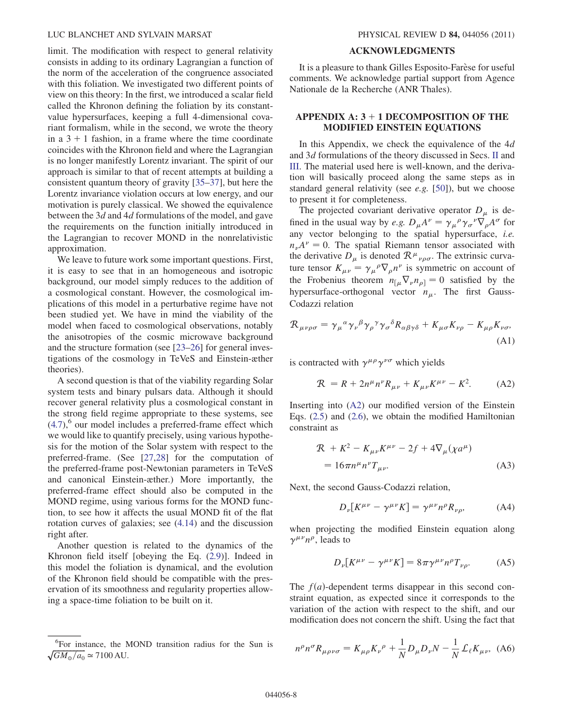limit. The modification with respect to general relativity consists in adding to its ordinary Lagrangian a function of the norm of the acceleration of the congruence associated with this foliation. We investigated two different points of view on this theory: In the first, we introduced a scalar field called the Khronon defining the foliation by its constant-value hypersurfaces, keeping a full 4-dimensional covariant formalism, while in the second, we wrote the theory in a $3+1$ fashion, in a frame where the time coordinate coincides with the Khronon field and where the Lagrangian is no longer manifestly Lorentz invariant. The spirit of our approach is similar to that of recent attempts at building a consistent quantum theory of gravity [35–37], but here the Lorentz invariance violation occurs at low energy, and our motivation is purely classical. We showed the equivalence between the $3d$ and $4d$ formulations of the model, and gave the requirements on the function initially introduced in the Lagrangian to recover MOND in the nonrelativistic approximation.

We leave to future work some important questions. First, it is easy to see that in an homogeneous and isotropic background, our model simply reduces to the addition of a cosmological constant. However, the cosmological implications of this model in a perturbative regime have not been studied yet. We have in mind the viability of the model when faced to cosmological observations, notably the anisotropies of the cosmic microwave background and the structure formation (see [23–26] for general investigations of the cosmology in TeVeS and Einstein-æther theories).

A second question is that of the viability regarding Solar system tests and binary pulsars data. Although it should recover general relativity plus a cosmological constant in the strong field regime appropriate to these systems, see (4.7),[6] our model includes a preferred-frame effect which we would like to quantify precisely, using various hypothesis for the motion of the Solar system with respect to the preferred-frame. (See [27,28] for the computation of the preferred-frame post-Newtonian parameters in TeVeS and canonical Einstein-æther.) More importantly, the preferred-frame effect should also be computed in the MOND regime, using various forms for the MOND function, to see how it affects the usual MOND fit of the flat rotation curves of galaxies; see (4.14) and the discussion right after.

Another question is related to the dynamics of the Khronon field itself [obeying the Eq. (2.9)]. Indeed in this model the foliation is dynamical, and the evolution of the Khronon field should be compatible with the preservation of its smoothness and regularity properties allowing a space-time foliation to be built on it.

[6] For instance, the MOND transition radius for the Sun is $\sqrt{GM_\odot/a_0} \simeq 7100\,\text{AU}$.

## ACKNOWLEDGMENTS

It is a pleasure to thank Gilles Esposito-Farèse for useful comments. We acknowledge partial support from Agence Nationale de la Recherche (ANR Thales).

## APPENDIX A: $3+1$ DECOMPOSITION OF THE MODIFIED EINSTEIN EQUATIONS

In this Appendix, we check the equivalence of the $4d$ and $3d$ formulations of the theory discussed in Secs. II and III. The material used here is well-known, and the derivation will basically proceed along the same steps as in standard general relativity (see *e.g.* [50]), but we choose to present it for completeness.

The projected covariant derivative operator $D_\mu$ is defined in the usual way by *e.g.* $D_\mu A^\nu = \gamma_\mu{}^\rho \gamma_\sigma{}^\nu \nabla_\rho A^\sigma$ for any vector belonging to the spatial hypersurface, *i.e.* $n_\nu A^\nu = 0$. The spatial Riemann tensor associated with the derivative $D_\mu$ is denoted $\mathcal{R}^\mu{}_{\nu\rho\sigma}$. The extrinsic curvature tensor $K_{\mu\nu} = \gamma_\mu{}^\rho \nabla_\rho n^\nu$ is symmetric on account of the Frobenius theorem $n_{[\mu}\nabla_\nu n_{\rho]} = 0$ satisfied by the hypersurface-orthogonal vector $n_\mu$. The first Gauss-Codazzi relation

$$\mathcal{R}_{\mu\nu\rho\sigma} = \gamma_\mu{}^\alpha \gamma_\nu{}^\beta \gamma_\rho{}^\gamma \gamma_\sigma{}^\delta R_{\alpha\beta\gamma\delta} + K_{\mu\sigma}K_{\nu\rho} - K_{\mu\rho}K_{\nu\sigma}, \tag{A1}$$

is contracted with $\gamma^{\mu\rho}\gamma^{\nu\sigma}$ which yields

$$\mathcal{R} = R + 2n^\mu n^\nu R_{\mu\nu} + K_{\mu\nu}K^{\mu\nu} - K^2. \tag{A2}$$

Inserting into (A2) our modified version of the Einstein Eqs. (2.5) and (2.6), we obtain the modified Hamiltonian constraint as

$$\mathcal{R} + K^2 - K_{\mu\nu}K^{\mu\nu} - 2f + 4\nabla_\mu(\chi a^\mu) = 16\pi n^\mu n^\nu T_{\mu\nu}. \tag{A3}$$

Next, the second Gauss-Codazzi relation,

$$D_\nu[K^{\mu\nu} - \gamma^{\mu\nu}K] = \gamma^{\mu\nu}n^\rho R_{\nu\rho}, \tag{A4}$$

when projecting the modified Einstein equation along $\gamma^{\mu\nu}n^\rho$, leads to

$$D_\nu[K^{\mu\nu} - \gamma^{\mu\nu}K] = 8\pi\gamma^{\mu\nu}n^\rho T_{\nu\rho}. \tag{A5}$$

The $f(a)$-dependent terms disappear in this second constraint equation, as expected since it corresponds to the variation of the action with respect to the shift, and our modification does not concern the shift. Using the fact that

$$n^\rho n^\sigma R_{\mu\rho\nu\sigma} = K_{\mu\rho}K_\nu{}^\rho + \frac{1}{N}D_\mu D_\nu N - \frac{1}{N}\mathcal{L}_\ell K_{\mu\nu}, \tag{A6}$$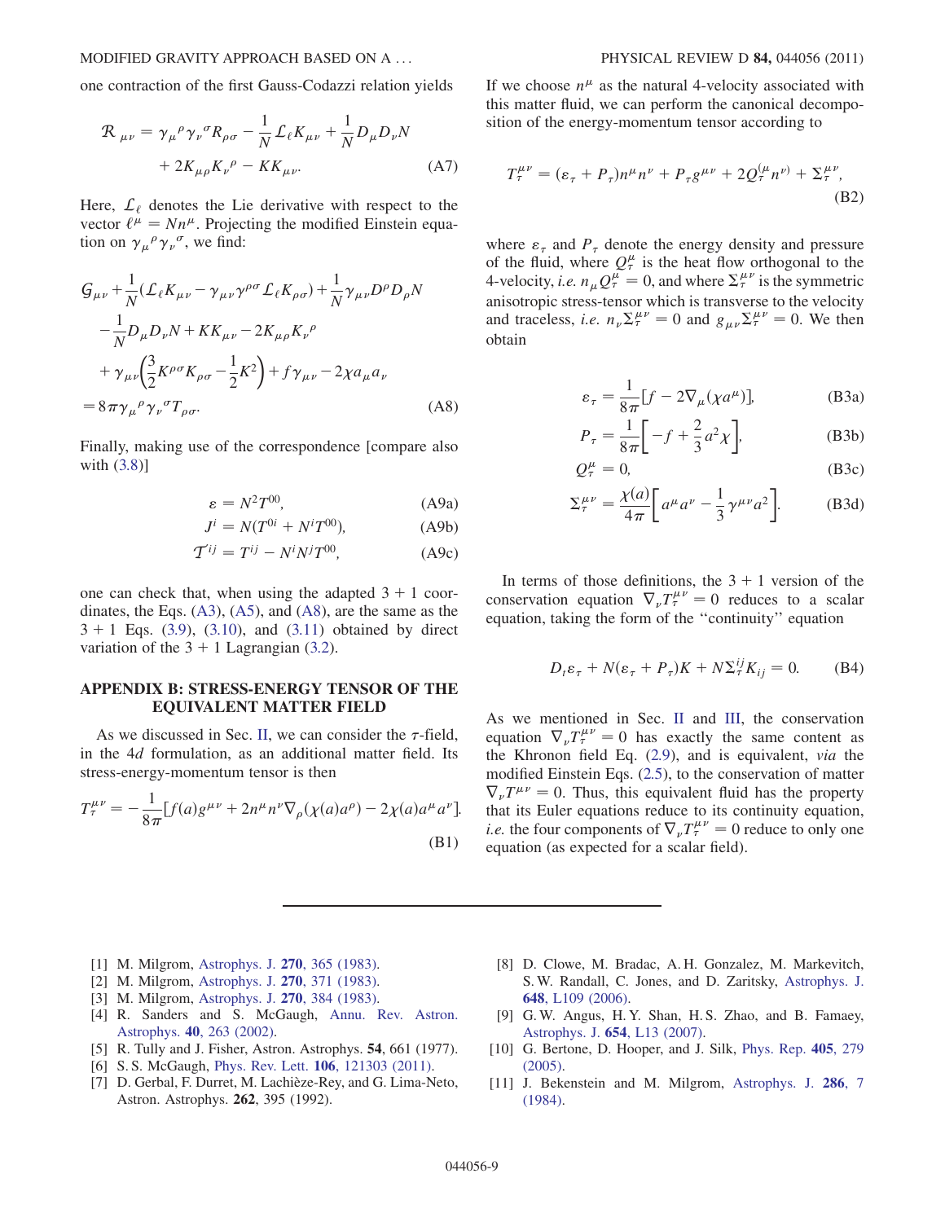one contraction of the first Gauss-Codazzi relation yields

$$\mathcal{R}_{\mu\nu} = \gamma_\mu{}^\rho \gamma_\nu{}^\sigma R_{\rho\sigma} - \frac{1}{N}\mathcal{L}_\ell K_{\mu\nu} + \frac{1}{N} D_\mu D_\nu N + 2K_{\mu\rho}K_\nu{}^\rho - KK_{\mu\nu}. \tag{A7}$$

Here, $\mathcal{L}_\ell$ denotes the Lie derivative with respect to the vector $\ell^\mu = Nn^\mu$. Projecting the modified Einstein equation on $\gamma_\mu{}^\rho \gamma_\nu{}^\sigma$, we find:

$$\begin{aligned}
&\mathcal{G}_{\mu\nu} + \frac{1}{N}(\mathcal{L}_\ell K_{\mu\nu} - \gamma_{\mu\nu}\gamma^{\rho\sigma}\mathcal{L}_\ell K_{\rho\sigma}) + \frac{1}{N}\gamma_{\mu\nu}D^\rho D_\rho N \\
&-\frac{1}{N}D_\mu D_\nu N + KK_{\mu\nu} - 2K_{\mu\rho}K_\nu{}^\rho \\
&+\gamma_{\mu\nu}\left(\frac{3}{2}K^{\rho\sigma}K_{\rho\sigma} - \frac{1}{2}K^2\right) + f\gamma_{\mu\nu} - 2\chi a_\mu a_\nu \\
&= 8\pi\gamma_\mu{}^\rho\gamma_\nu{}^\sigma T_{\rho\sigma}.
\end{aligned} \tag{A8}$$

Finally, making use of the correspondence [compare also with (3.8)]

$$\varepsilon = N^2 T^{00}, \tag{A9a}$$

$$J^i = N(T^{0i} + N^i T^{00}), \tag{A9b}$$

$$\mathcal{T}^{ij} = T^{ij} - N^i N^j T^{00}, \tag{A9c}$$

one can check that, when using the adapted $3+1$ coordinates, the Eqs. (A3), (A5), and (A8), are the same as the $3+1$ Eqs. (3.9), (3.10), and (3.11) obtained by direct variation of the $3+1$ Lagrangian (3.2).

## APPENDIX B: STRESS-ENERGY TENSOR OF THE EQUIVALENT MATTER FIELD

As we discussed in Sec. II, we can consider the $\tau$-field, in the $4d$ formulation, as an additional matter field. Its stress-energy-momentum tensor is then

$$T_\tau^{\mu\nu} = -\frac{1}{8\pi}[f(a)g^{\mu\nu} + 2n^\mu n^\nu \nabla_\rho(\chi(a)a^\rho) - 2\chi(a)a^\mu a^\nu]. \tag{B1}$$

If we choose $n^\mu$ as the natural 4-velocity associated with this matter fluid, we can perform the canonical decomposition of the energy-momentum tensor according to

$$T_\tau^{\mu\nu} = (\varepsilon_\tau + P_\tau)n^\mu n^\nu + P_\tau g^{\mu\nu} + 2Q_\tau^{(\mu}n^{\nu)} + \Sigma_\tau^{\mu\nu}, \tag{B2}$$

where $\varepsilon_\tau$ and $P_\tau$ denote the energy density and pressure of the fluid, where $Q_\tau^\mu$ is the heat flow orthogonal to the 4-velocity, *i.e.* $n_\mu Q_\tau^\mu = 0$, and where $\Sigma_\tau^{\mu\nu}$ is the symmetric anisotropic stress-tensor which is transverse to the velocity and traceless, *i.e.* $n_\nu \Sigma_\tau^{\mu\nu} = 0$ and $g_{\mu\nu}\Sigma_\tau^{\mu\nu} = 0$. We then obtain

$$\varepsilon_\tau = \frac{1}{8\pi}[f - 2\nabla_\mu(\chi a^\mu)], \tag{B3a}$$

$$P_\tau = \frac{1}{8\pi}\left[-f + \frac{2}{3}a^2\chi\right], \tag{B3b}$$

$$Q_\tau^\mu = 0, \tag{B3c}$$

$$\Sigma_\tau^{\mu\nu} = \frac{\chi(a)}{4\pi}\left[a^\mu a^\nu - \frac{1}{3}\gamma^{\mu\nu}a^2\right]. \tag{B3d}$$

In terms of those definitions, the $3+1$ version of the conservation equation $\nabla_\nu T_\tau^{\mu\nu} = 0$ reduces to a scalar equation, taking the form of the "continuity" equation

$$D_t\varepsilon_\tau + N(\varepsilon_\tau + P_\tau)K + N\Sigma_\tau^{ij}K_{ij} = 0. \tag{B4}$$

As we mentioned in Sec. II and III, the conservation equation $\nabla_\nu T_\tau^{\mu\nu} = 0$ has exactly the same content as the Khronon field Eq. (2.9), and is equivalent, *via* the modified Einstein Eqs. (2.5), to the conservation of matter $\nabla_\nu T^{\mu\nu} = 0$. Thus, this equivalent fluid has the property that its Euler equations reduce to its continuity equation, *i.e.* the four components of $\nabla_\nu T_\tau^{\mu\nu} = 0$ reduce to only one equation (as expected for a scalar field).

---

[1] M. Milgrom, Astrophys. J. **270**, 365 (1983).
[2] M. Milgrom, Astrophys. J. **270**, 371 (1983).
[3] M. Milgrom, Astrophys. J. **270**, 384 (1983).
[4] R. Sanders and S. McGaugh, Annu. Rev. Astron. Astrophys. **40**, 263 (2002).
[5] R. Tully and J. Fisher, Astron. Astrophys. **54**, 661 (1977).
[6] S. S. McGaugh, Phys. Rev. Lett. **106**, 121303 (2011).
[7] D. Gerbal, F. Durret, M. Lachièze-Rey, and G. Lima-Neto, Astron. Astrophys. **262**, 395 (1992).
[8] D. Clowe, M. Bradac, A. H. Gonzalez, M. Markevitch, S. W. Randall, C. Jones, and D. Zaritsky, Astrophys. J. **648**, L109 (2006).
[9] G. W. Angus, H. Y. Shan, H. S. Zhao, and B. Famaey, Astrophys. J. **654**, L13 (2007).
[10] G. Bertone, D. Hooper, and J. Silk, Phys. Rep. **405**, 279 (2005).
[11] J. Bekenstein and M. Milgrom, Astrophys. J. **286**, 7 (1984).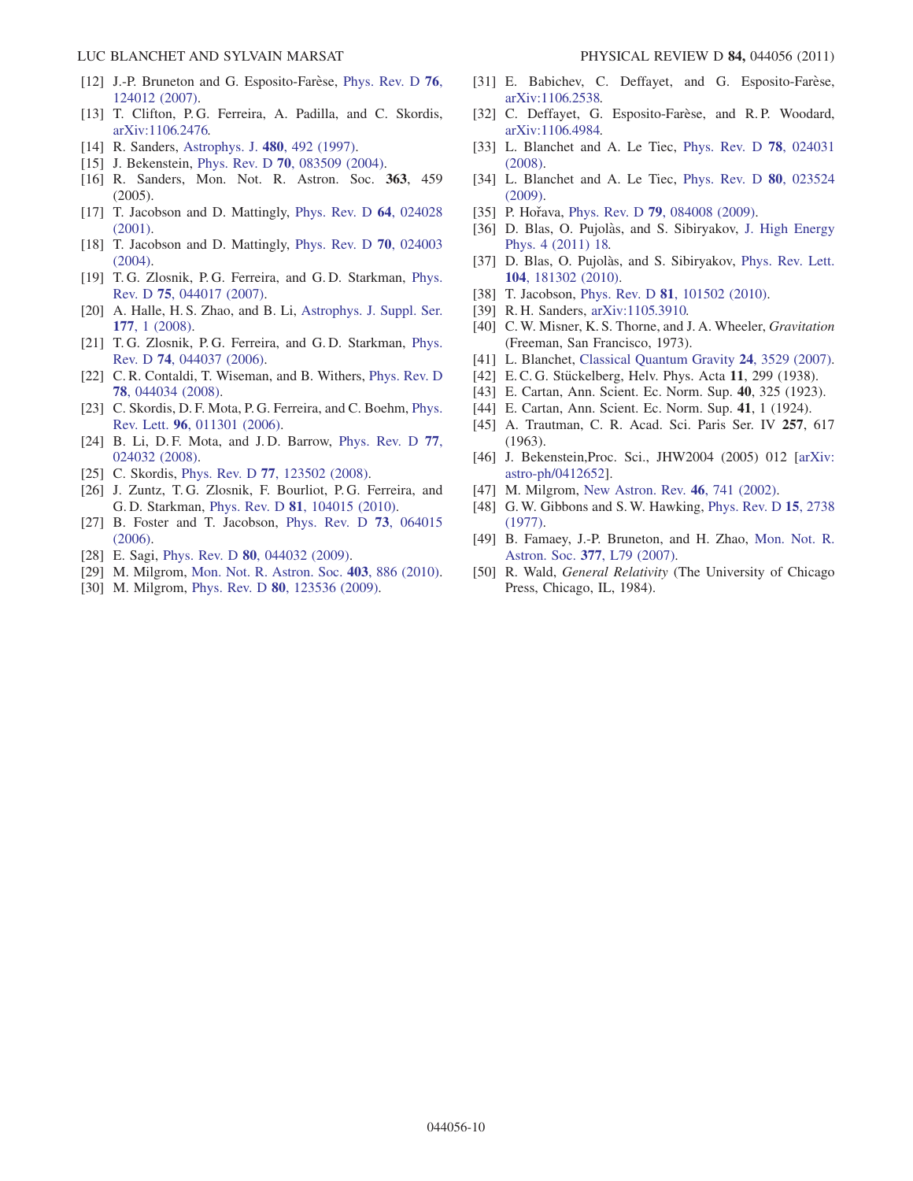[12] J.-P. Bruneton and G. Esposito-Farèse, Phys. Rev. D **76**, 124012 (2007).

[13] T. Clifton, P. G. Ferreira, A. Padilla, and C. Skordis, arXiv:1106.2476.

[14] R. Sanders, Astrophys. J. **480**, 492 (1997).

[15] J. Bekenstein, Phys. Rev. D **70**, 083509 (2004).

[16] R. Sanders, Mon. Not. R. Astron. Soc. **363**, 459 (2005).

[17] T. Jacobson and D. Mattingly, Phys. Rev. D **64**, 024028 (2001).

[18] T. Jacobson and D. Mattingly, Phys. Rev. D **70**, 024003 (2004).

[19] T. G. Zlosnik, P. G. Ferreira, and G. D. Starkman, Phys. Rev. D **75**, 044017 (2007).

[20] A. Halle, H. S. Zhao, and B. Li, Astrophys. J. Suppl. Ser. **177**, 1 (2008).

[21] T. G. Zlosnik, P. G. Ferreira, and G. D. Starkman, Phys. Rev. D **74**, 044037 (2006).

[22] C. R. Contaldi, T. Wiseman, and B. Withers, Phys. Rev. D **78**, 044034 (2008).

[23] C. Skordis, D. F. Mota, P. G. Ferreira, and C. Boehm, Phys. Rev. Lett. **96**, 011301 (2006).

[24] B. Li, D. F. Mota, and J. D. Barrow, Phys. Rev. D **77**, 024032 (2008).

[25] C. Skordis, Phys. Rev. D **77**, 123502 (2008).

[26] J. Zuntz, T. G. Zlosnik, F. Bourliot, P. G. Ferreira, and G. D. Starkman, Phys. Rev. D **81**, 104015 (2010).

[27] B. Foster and T. Jacobson, Phys. Rev. D **73**, 064015 (2006).

[28] E. Sagi, Phys. Rev. D **80**, 044032 (2009).

[29] M. Milgrom, Mon. Not. R. Astron. Soc. **403**, 886 (2010).

[30] M. Milgrom, Phys. Rev. D **80**, 123536 (2009).

[31] E. Babichev, C. Deffayet, and G. Esposito-Farèse, arXiv:1106.2538.

[32] C. Deffayet, G. Esposito-Farèse, and R. P. Woodard, arXiv:1106.4984.

[33] L. Blanchet and A. Le Tiec, Phys. Rev. D **78**, 024031 (2008).

[34] L. Blanchet and A. Le Tiec, Phys. Rev. D **80**, 023524 (2009).

[35] P. Hořava, Phys. Rev. D **79**, 084008 (2009).

[36] D. Blas, O. Pujolàs, and S. Sibiryakov, J. High Energy Phys. 4 (2011) 18.

[37] D. Blas, O. Pujolàs, and S. Sibiryakov, Phys. Rev. Lett. **104**, 181302 (2010).

[38] T. Jacobson, Phys. Rev. D **81**, 101502 (2010).

[39] R. H. Sanders, arXiv:1105.3910.

[40] C. W. Misner, K. S. Thorne, and J. A. Wheeler, *Gravitation* (Freeman, San Francisco, 1973).

[41] L. Blanchet, Classical Quantum Gravity **24**, 3529 (2007).

[42] E. C. G. Stückelberg, Helv. Phys. Acta **11**, 299 (1938).

[43] E. Cartan, Ann. Scient. Ec. Norm. Sup. **40**, 325 (1923).

[44] E. Cartan, Ann. Scient. Ec. Norm. Sup. **41**, 1 (1924).

[45] A. Trautman, C. R. Acad. Sci. Paris Ser. IV **257**, 617 (1963).

[46] J. Bekenstein,Proc. Sci., JHW2004 (2005) 012 [arXiv: astro-ph/0412652].

[47] M. Milgrom, New Astron. Rev. **46**, 741 (2002).

[48] G. W. Gibbons and S. W. Hawking, Phys. Rev. D **15**, 2738 (1977).

[49] B. Famaey, J.-P. Bruneton, and H. Zhao, Mon. Not. R. Astron. Soc. **377**, L79 (2007).

[50] R. Wald, *General Relativity* (The University of Chicago Press, Chicago, IL, 1984).